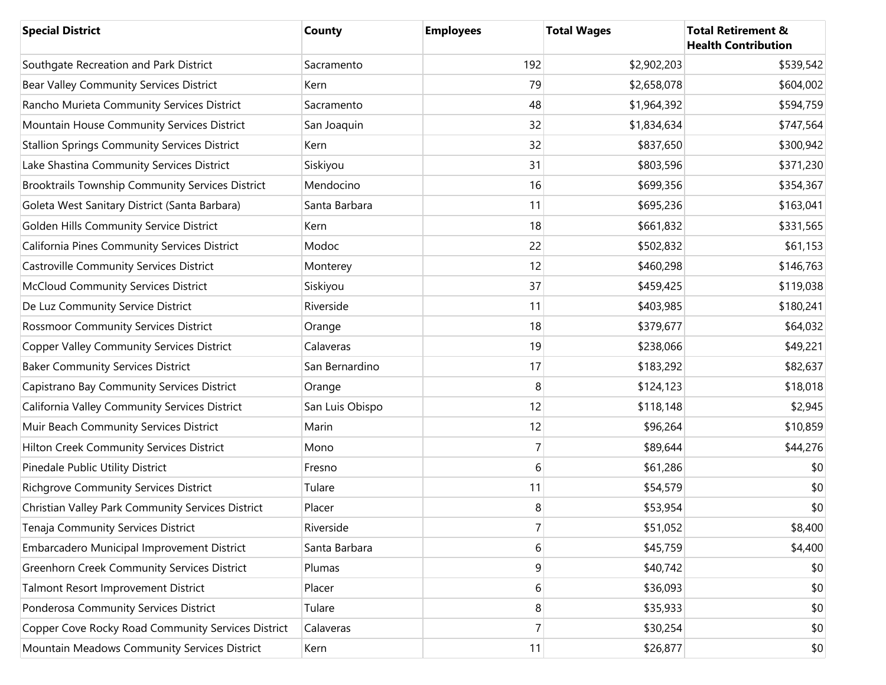| Special District | County | Employees | Total Wages | Total Retirement & Health Contribution |
|---|---|---|---|---|
| Southgate Recreation and Park District | Sacramento | 192 | $2,902,203 | $539,542 |
| Bear Valley Community Services District | Kern | 79 | $2,658,078 | $604,002 |
| Rancho Murieta Community Services District | Sacramento | 48 | $1,964,392 | $594,759 |
| Mountain House Community Services District | San Joaquin | 32 | $1,834,634 | $747,564 |
| Stallion Springs Community Services District | Kern | 32 | $837,650 | $300,942 |
| Lake Shastina Community Services District | Siskiyou | 31 | $803,596 | $371,230 |
| Brooktrails Township Community Services District | Mendocino | 16 | $699,356 | $354,367 |
| Goleta West Sanitary District (Santa Barbara) | Santa Barbara | 11 | $695,236 | $163,041 |
| Golden Hills Community Service District | Kern | 18 | $661,832 | $331,565 |
| California Pines Community Services District | Modoc | 22 | $502,832 | $61,153 |
| Castroville Community Services District | Monterey | 12 | $460,298 | $146,763 |
| McCloud Community Services District | Siskiyou | 37 | $459,425 | $119,038 |
| De Luz Community Service District | Riverside | 11 | $403,985 | $180,241 |
| Rossmoor Community Services District | Orange | 18 | $379,677 | $64,032 |
| Copper Valley Community Services District | Calaveras | 19 | $238,066 | $49,221 |
| Baker Community Services District | San Bernardino | 17 | $183,292 | $82,637 |
| Capistrano Bay Community Services District | Orange | 8 | $124,123 | $18,018 |
| California Valley Community Services District | San Luis Obispo | 12 | $118,148 | $2,945 |
| Muir Beach Community Services District | Marin | 12 | $96,264 | $10,859 |
| Hilton Creek Community Services District | Mono | 7 | $89,644 | $44,276 |
| Pinedale Public Utility District | Fresno | 6 | $61,286 | $0 |
| Richgrove Community Services District | Tulare | 11 | $54,579 | $0 |
| Christian Valley Park Community Services District | Placer | 8 | $53,954 | $0 |
| Tenaja Community Services District | Riverside | 7 | $51,052 | $8,400 |
| Embarcadero Municipal Improvement District | Santa Barbara | 6 | $45,759 | $4,400 |
| Greenhorn Creek Community Services District | Plumas | 9 | $40,742 | $0 |
| Talmont Resort Improvement District | Placer | 6 | $36,093 | $0 |
| Ponderosa Community Services District | Tulare | 8 | $35,933 | $0 |
| Copper Cove Rocky Road Community Services District | Calaveras | 7 | $30,254 | $0 |
| Mountain Meadows Community Services District | Kern | 11 | $26,877 | $0 |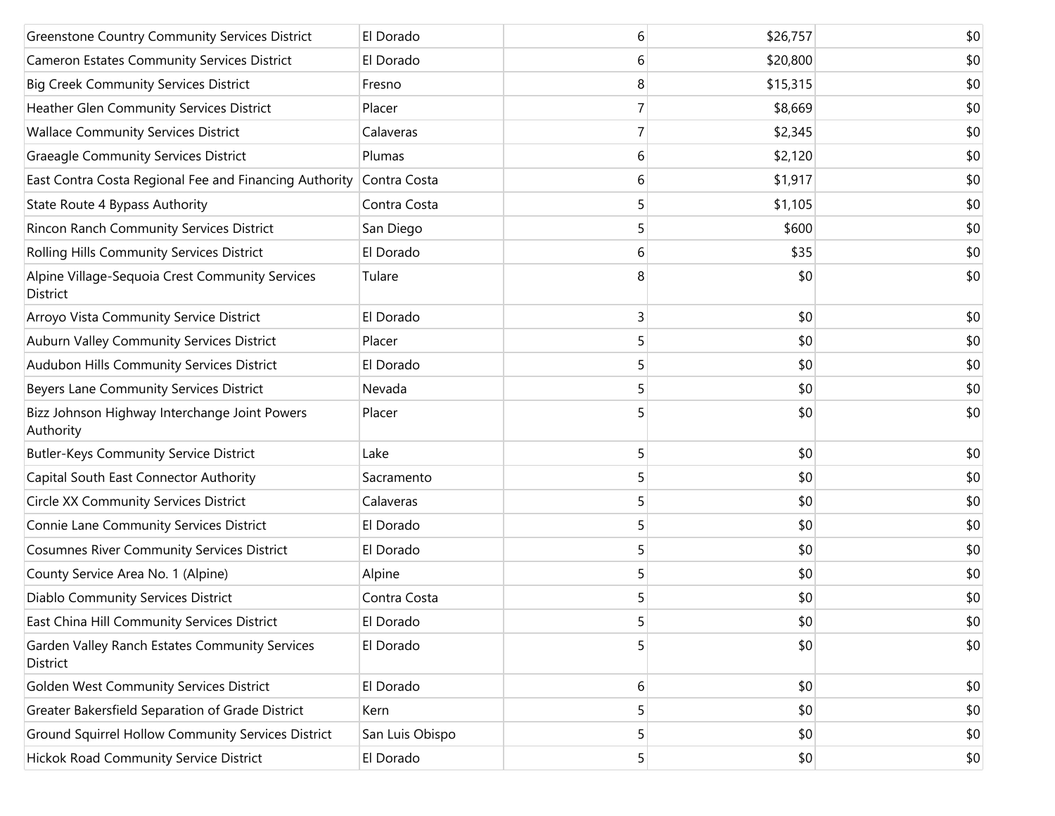| | | | | |
|---|---|---|---|---|
| Greenstone Country Community Services District | El Dorado | 6 | $26,757 | $0 |
| Cameron Estates Community Services District | El Dorado | 6 | $20,800 | $0 |
| Big Creek Community Services District | Fresno | 8 | $15,315 | $0 |
| Heather Glen Community Services District | Placer | 7 | $8,669 | $0 |
| Wallace Community Services District | Calaveras | 7 | $2,345 | $0 |
| Graeagle Community Services District | Plumas | 6 | $2,120 | $0 |
| East Contra Costa Regional Fee and Financing Authority | Contra Costa | 6 | $1,917 | $0 |
| State Route 4 Bypass Authority | Contra Costa | 5 | $1,105 | $0 |
| Rincon Ranch Community Services District | San Diego | 5 | $600 | $0 |
| Rolling Hills Community Services District | El Dorado | 6 | $35 | $0 |
| Alpine Village-Sequoia Crest Community Services District | Tulare | 8 | $0 | $0 |
| Arroyo Vista Community Service District | El Dorado | 3 | $0 | $0 |
| Auburn Valley Community Services District | Placer | 5 | $0 | $0 |
| Audubon Hills Community Services District | El Dorado | 5 | $0 | $0 |
| Beyers Lane Community Services District | Nevada | 5 | $0 | $0 |
| Bizz Johnson Highway Interchange Joint Powers Authority | Placer | 5 | $0 | $0 |
| Butler-Keys Community Service District | Lake | 5 | $0 | $0 |
| Capital South East Connector Authority | Sacramento | 5 | $0 | $0 |
| Circle XX Community Services District | Calaveras | 5 | $0 | $0 |
| Connie Lane Community Services District | El Dorado | 5 | $0 | $0 |
| Cosumnes River Community Services District | El Dorado | 5 | $0 | $0 |
| County Service Area No. 1 (Alpine) | Alpine | 5 | $0 | $0 |
| Diablo Community Services District | Contra Costa | 5 | $0 | $0 |
| East China Hill Community Services District | El Dorado | 5 | $0 | $0 |
| Garden Valley Ranch Estates Community Services District | El Dorado | 5 | $0 | $0 |
| Golden West Community Services District | El Dorado | 6 | $0 | $0 |
| Greater Bakersfield Separation of Grade District | Kern | 5 | $0 | $0 |
| Ground Squirrel Hollow Community Services District | San Luis Obispo | 5 | $0 | $0 |
| Hickok Road Community Service District | El Dorado | 5 | $0 | $0 |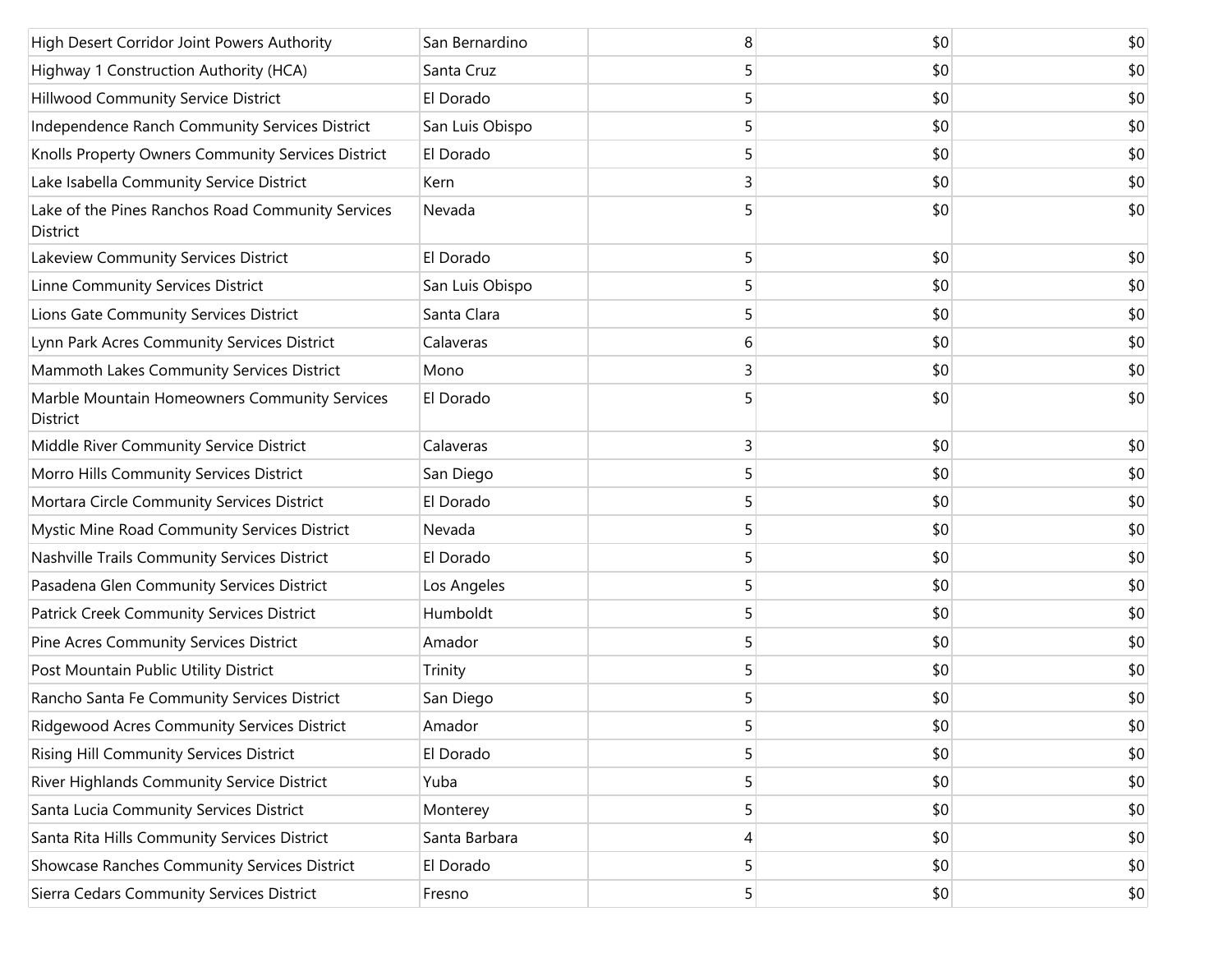| | | | | |
|---|---|---|---|---|
| High Desert Corridor Joint Powers Authority | San Bernardino | 8 | $0 | $0 |
| Highway 1 Construction Authority (HCA) | Santa Cruz | 5 | $0 | $0 |
| Hillwood Community Service District | El Dorado | 5 | $0 | $0 |
| Independence Ranch Community Services District | San Luis Obispo | 5 | $0 | $0 |
| Knolls Property Owners Community Services District | El Dorado | 5 | $0 | $0 |
| Lake Isabella Community Service District | Kern | 3 | $0 | $0 |
| Lake of the Pines Ranchos Road Community Services District | Nevada | 5 | $0 | $0 |
| Lakeview Community Services District | El Dorado | 5 | $0 | $0 |
| Linne Community Services District | San Luis Obispo | 5 | $0 | $0 |
| Lions Gate Community Services District | Santa Clara | 5 | $0 | $0 |
| Lynn Park Acres Community Services District | Calaveras | 6 | $0 | $0 |
| Mammoth Lakes Community Services District | Mono | 3 | $0 | $0 |
| Marble Mountain Homeowners Community Services District | El Dorado | 5 | $0 | $0 |
| Middle River Community Service District | Calaveras | 3 | $0 | $0 |
| Morro Hills Community Services District | San Diego | 5 | $0 | $0 |
| Mortara Circle Community Services District | El Dorado | 5 | $0 | $0 |
| Mystic Mine Road Community Services District | Nevada | 5 | $0 | $0 |
| Nashville Trails Community Services District | El Dorado | 5 | $0 | $0 |
| Pasadena Glen Community Services District | Los Angeles | 5 | $0 | $0 |
| Patrick Creek Community Services District | Humboldt | 5 | $0 | $0 |
| Pine Acres Community Services District | Amador | 5 | $0 | $0 |
| Post Mountain Public Utility District | Trinity | 5 | $0 | $0 |
| Rancho Santa Fe Community Services District | San Diego | 5 | $0 | $0 |
| Ridgewood Acres Community Services District | Amador | 5 | $0 | $0 |
| Rising Hill Community Services District | El Dorado | 5 | $0 | $0 |
| River Highlands Community Service District | Yuba | 5 | $0 | $0 |
| Santa Lucia Community Services District | Monterey | 5 | $0 | $0 |
| Santa Rita Hills Community Services District | Santa Barbara | 4 | $0 | $0 |
| Showcase Ranches Community Services District | El Dorado | 5 | $0 | $0 |
| Sierra Cedars Community Services District | Fresno | 5 | $0 | $0 |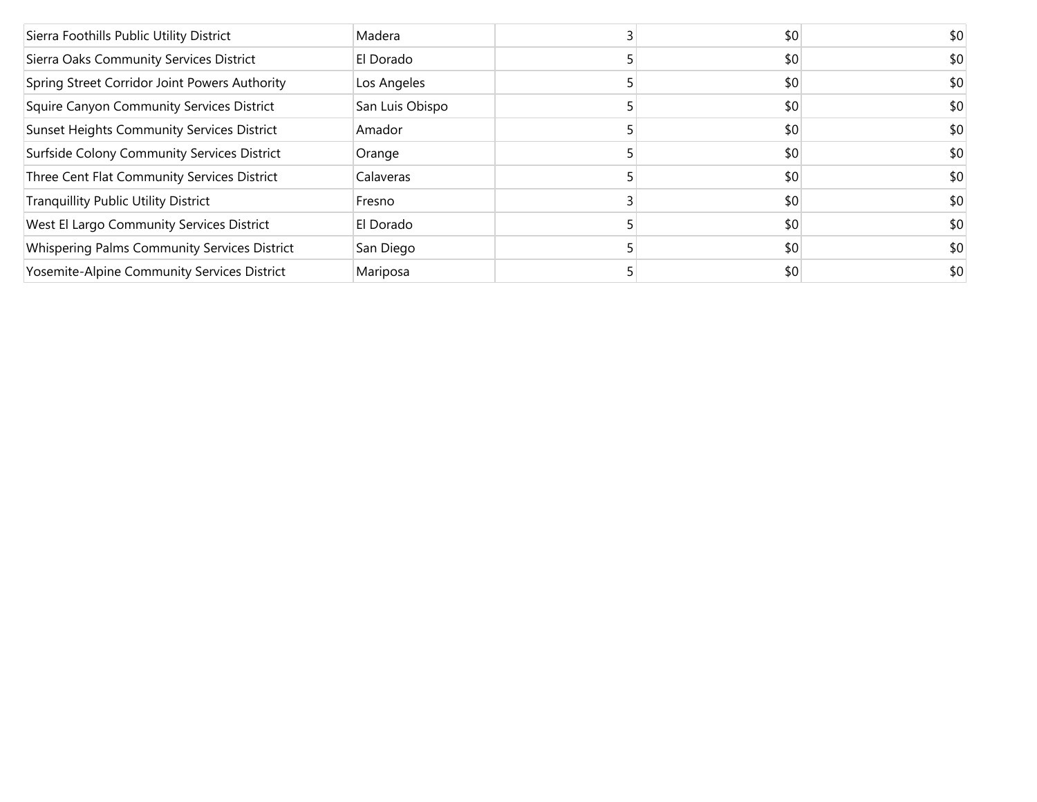| | | | | |
|---|---|---|---|---|
| Sierra Foothills Public Utility District | Madera | 3 | $0 | $0 |
| Sierra Oaks Community Services District | El Dorado | 5 | $0 | $0 |
| Spring Street Corridor Joint Powers Authority | Los Angeles | 5 | $0 | $0 |
| Squire Canyon Community Services District | San Luis Obispo | 5 | $0 | $0 |
| Sunset Heights Community Services District | Amador | 5 | $0 | $0 |
| Surfside Colony Community Services District | Orange | 5 | $0 | $0 |
| Three Cent Flat Community Services District | Calaveras | 5 | $0 | $0 |
| Tranquillity Public Utility District | Fresno | 3 | $0 | $0 |
| West El Largo Community Services District | El Dorado | 5 | $0 | $0 |
| Whispering Palms Community Services District | San Diego | 5 | $0 | $0 |
| Yosemite-Alpine Community Services District | Mariposa | 5 | $0 | $0 |